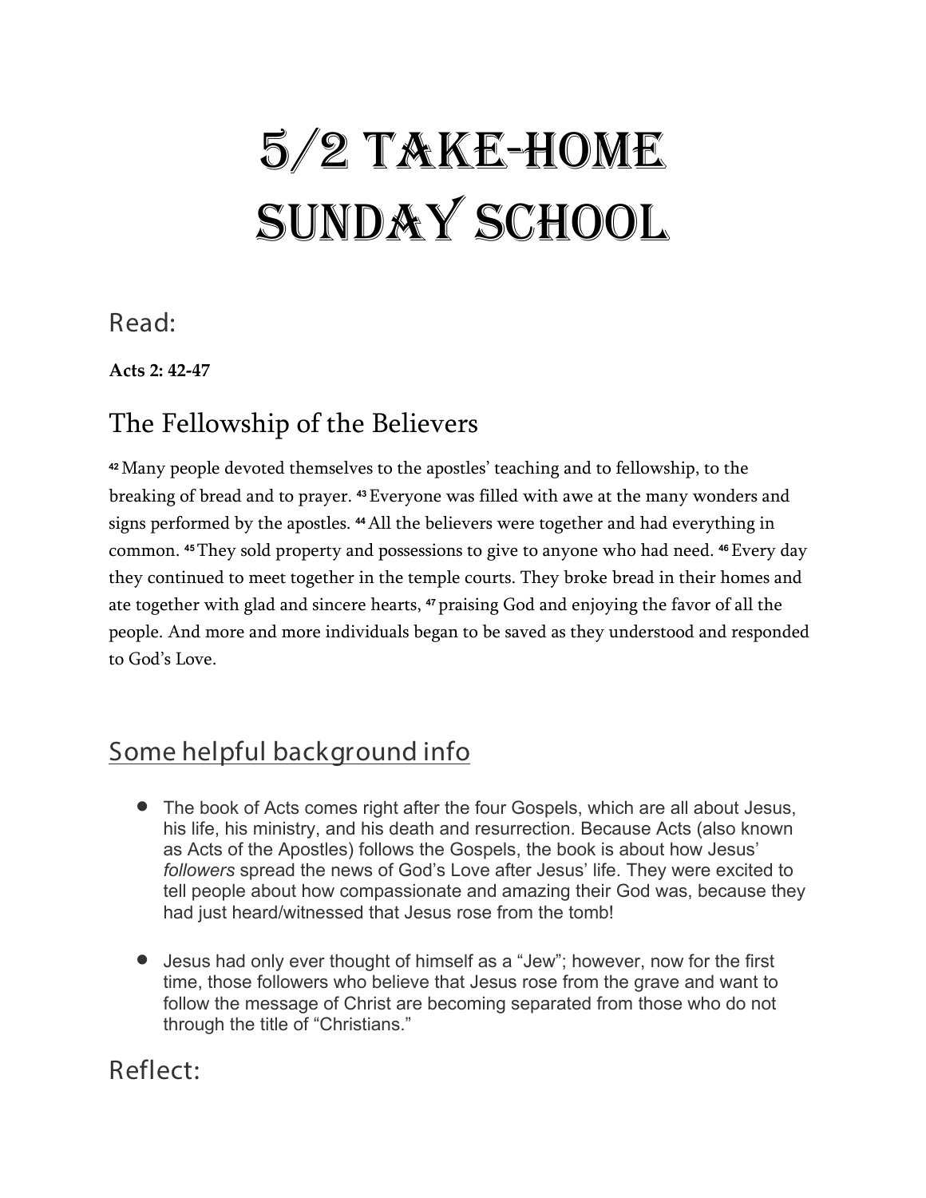# 5/2 Take-Home Sunday School

## Read:

**Acts 2: 42-47**

## The Fellowship of the Believers

[42] Many people devoted themselves to the apostles' teaching and to fellowship, to the breaking of bread and to prayer. [43] Everyone was filled with awe at the many wonders and signs performed by the apostles. [44] All the believers were together and had everything in common. [45] They sold property and possessions to give to anyone who had need. [46] Every day they continued to meet together in the temple courts. They broke bread in their homes and ate together with glad and sincere hearts, [47] praising God and enjoying the favor of all the people. And more and more individuals began to be saved as they understood and responded to God's Love.

## Some helpful background info

- The book of Acts comes right after the four Gospels, which are all about Jesus, his life, his ministry, and his death and resurrection. Because Acts (also known as Acts of the Apostles) follows the Gospels, the book is about how Jesus' *followers* spread the news of God's Love after Jesus' life. They were excited to tell people about how compassionate and amazing their God was, because they had just heard/witnessed that Jesus rose from the tomb!

- Jesus had only ever thought of himself as a "Jew"; however, now for the first time, those followers who believe that Jesus rose from the grave and want to follow the message of Christ are becoming separated from those who do not through the title of "Christians."

## Reflect: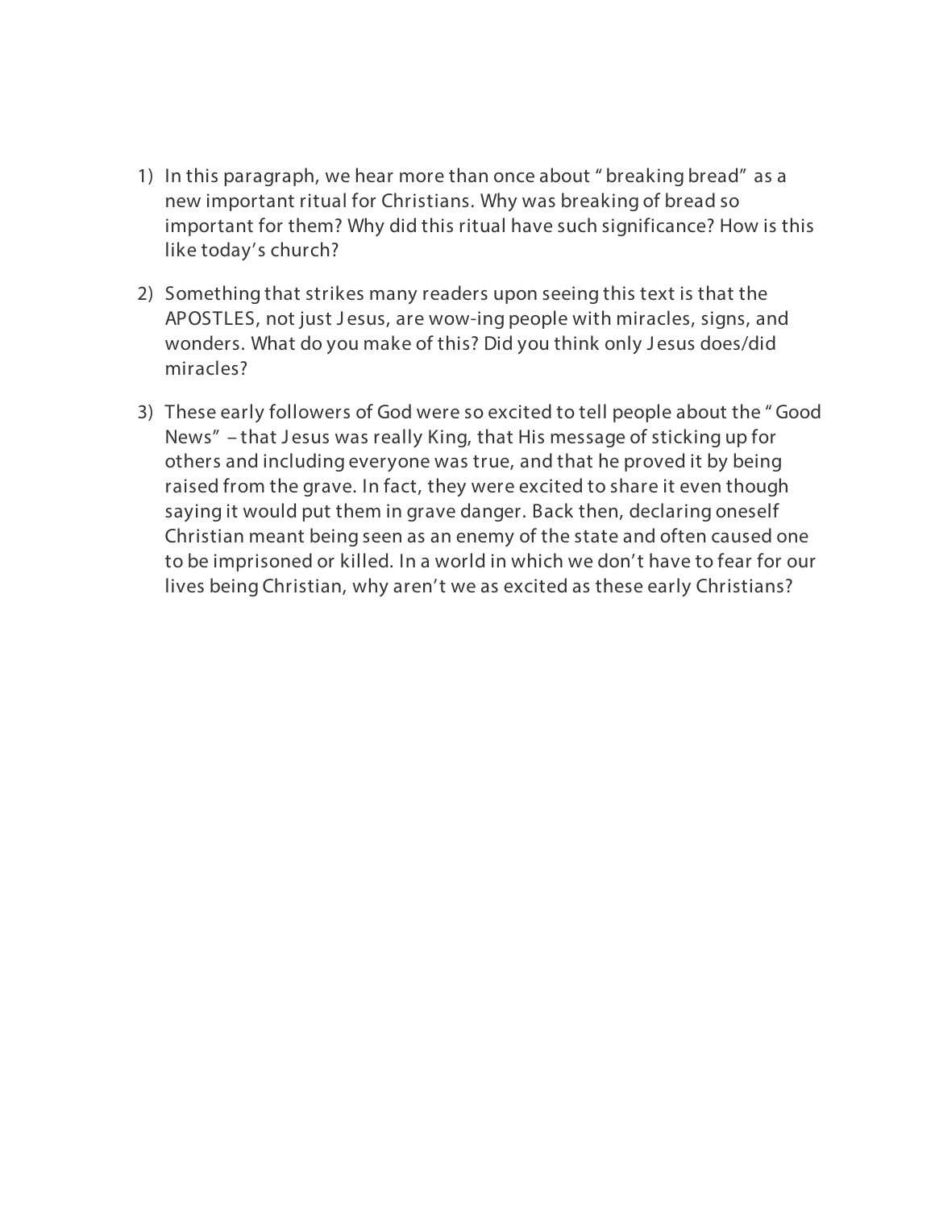1) In this paragraph, we hear more than once about "breaking bread" as a new important ritual for Christians. Why was breaking of bread so important for them? Why did this ritual have such significance? How is this like today's church?

2) Something that strikes many readers upon seeing this text is that the APOSTLES, not just Jesus, are wow-ing people with miracles, signs, and wonders. What do you make of this? Did you think only Jesus does/did miracles?

3) These early followers of God were so excited to tell people about the "Good News" – that Jesus was really King, that His message of sticking up for others and including everyone was true, and that he proved it by being raised from the grave. In fact, they were excited to share it even though saying it would put them in grave danger. Back then, declaring oneself Christian meant being seen as an enemy of the state and often caused one to be imprisoned or killed. In a world in which we don't have to fear for our lives being Christian, why aren't we as excited as these early Christians?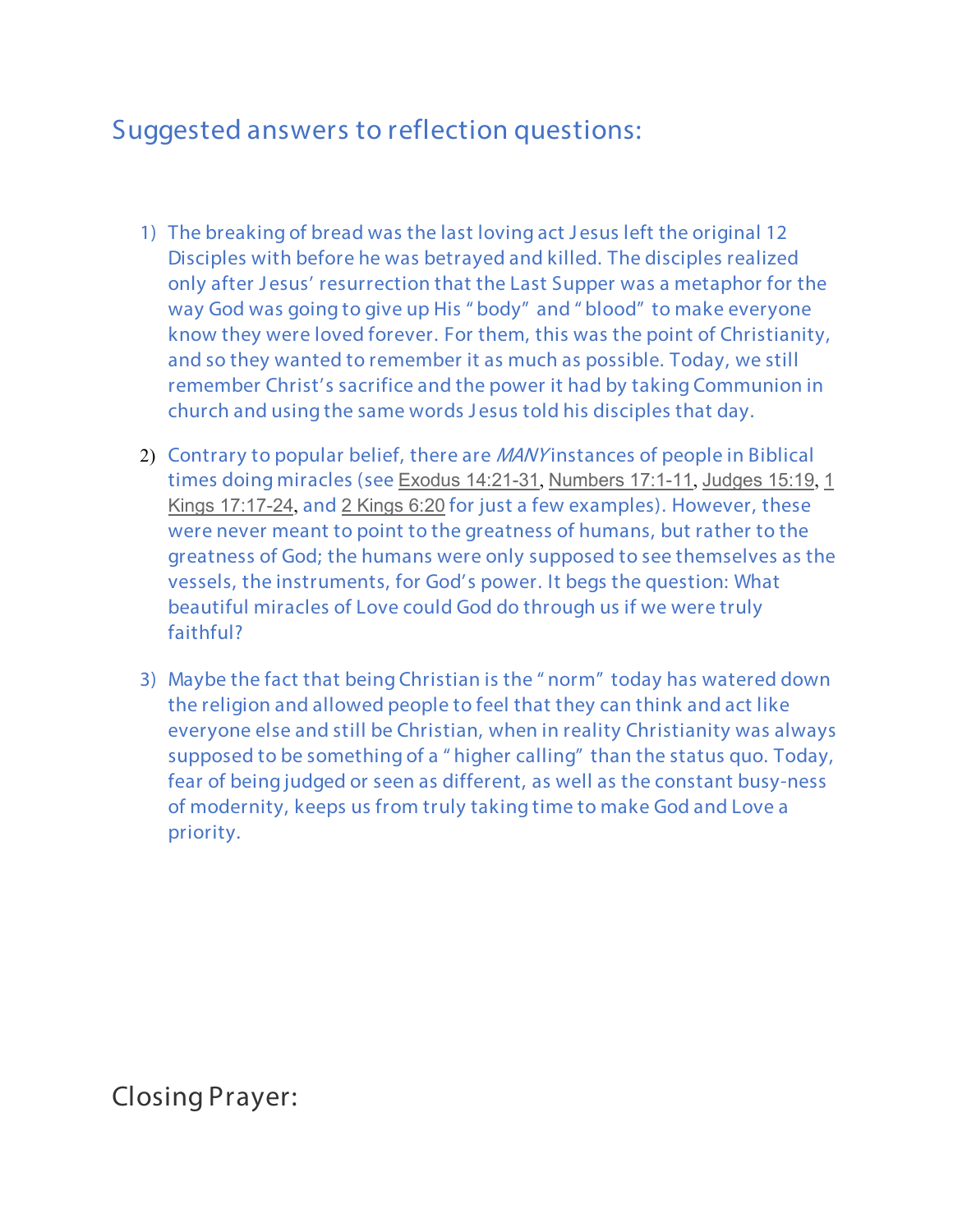## Suggested answers to reflection questions:

1) The breaking of bread was the last loving act Jesus left the original 12 Disciples with before he was betrayed and killed. The disciples realized only after Jesus' resurrection that the Last Supper was a metaphor for the way God was going to give up His "body" and "blood" to make everyone know they were loved forever. For them, this was the point of Christianity, and so they wanted to remember it as much as possible. Today, we still remember Christ's sacrifice and the power it had by taking Communion in church and using the same words Jesus told his disciples that day.

2) Contrary to popular belief, there are *MANY* instances of people in Biblical times doing miracles (see Exodus 14:21-31, Numbers 17:1-11, Judges 15:19, 1 Kings 17:17-24, and 2 Kings 6:20 for just a few examples). However, these were never meant to point to the greatness of humans, but rather to the greatness of God; the humans were only supposed to see themselves as the vessels, the instruments, for God's power. It begs the question: What beautiful miracles of Love could God do through us if we were truly faithful?

3) Maybe the fact that being Christian is the "norm" today has watered down the religion and allowed people to feel that they can think and act like everyone else and still be Christian, when in reality Christianity was always supposed to be something of a "higher calling" than the status quo. Today, fear of being judged or seen as different, as well as the constant busy-ness of modernity, keeps us from truly taking time to make God and Love a priority.

## Closing Prayer: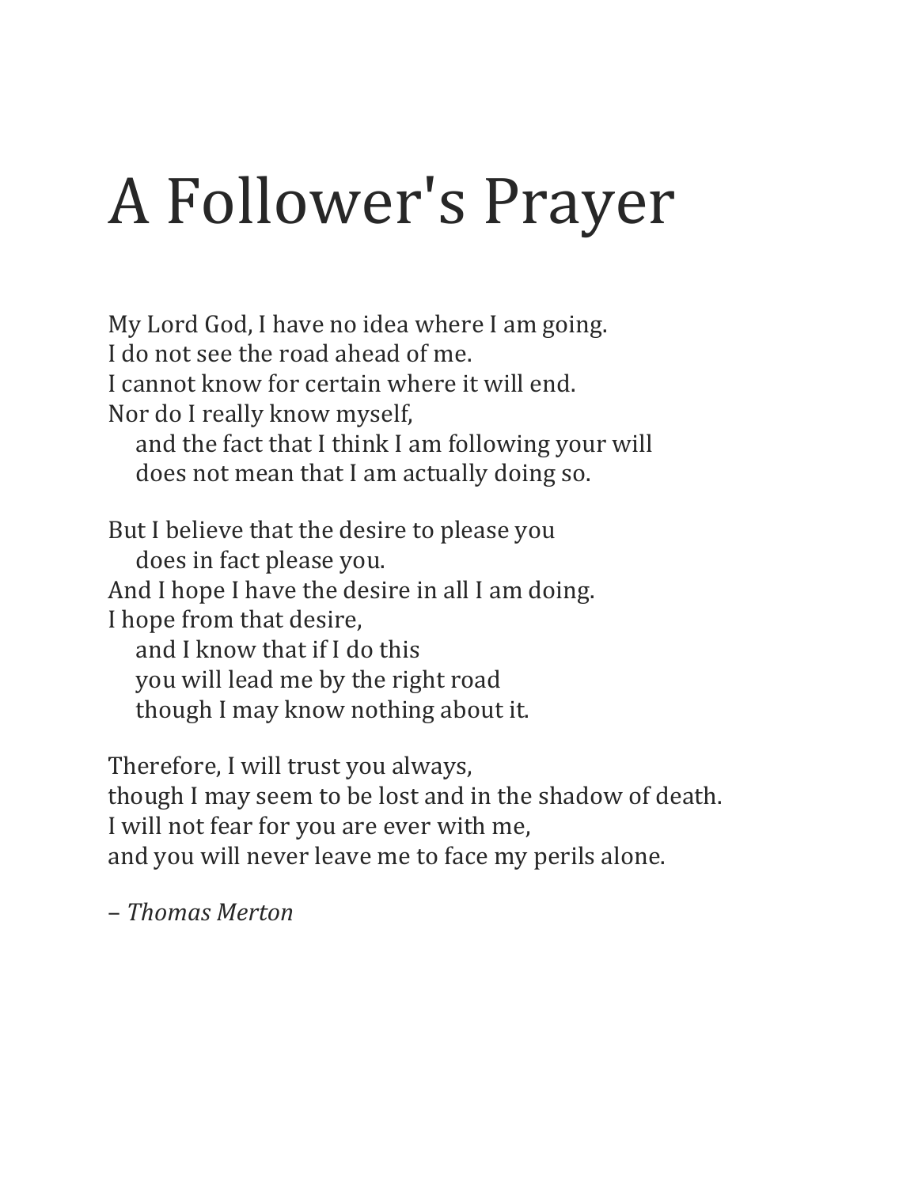# A Follower's Prayer

My Lord God, I have no idea where I am going.
I do not see the road ahead of me.
I cannot know for certain where it will end.
Nor do I really know myself,
    and the fact that I think I am following your will
    does not mean that I am actually doing so.

But I believe that the desire to please you
    does in fact please you.
And I hope I have the desire in all I am doing.
I hope from that desire,
    and I know that if I do this
    you will lead me by the right road
    though I may know nothing about it.

Therefore, I will trust you always,
though I may seem to be lost and in the shadow of death.
I will not fear for you are ever with me,
and you will never leave me to face my perils alone.

– *Thomas Merton*